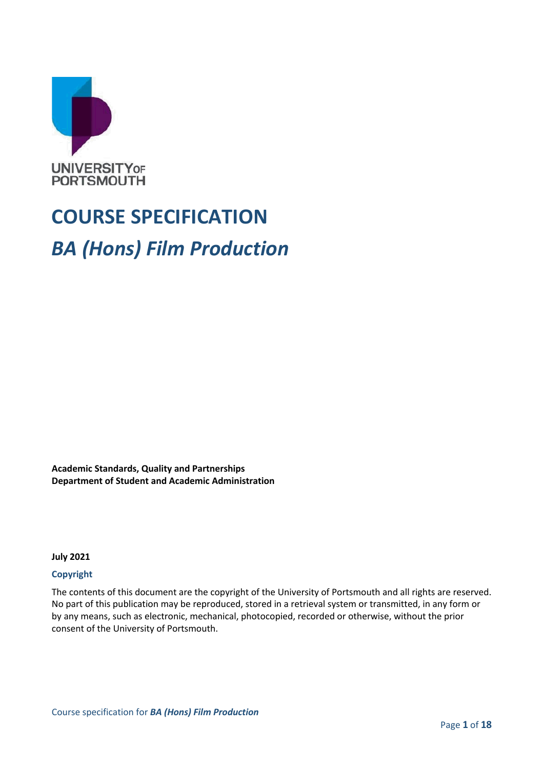UNIVERSITY OF PORTSMOUTH

# COURSE SPECIFICATION

# *BA (Hons) Film Production*

**Academic Standards, Quality and Partnerships**
**Department of Student and Academic Administration**

**July 2021**

### Copyright

The contents of this document are the copyright of the University of Portsmouth and all rights are reserved. No part of this publication may be reproduced, stored in a retrieval system or transmitted, in any form or by any means, such as electronic, mechanical, photocopied, recorded or otherwise, without the prior consent of the University of Portsmouth.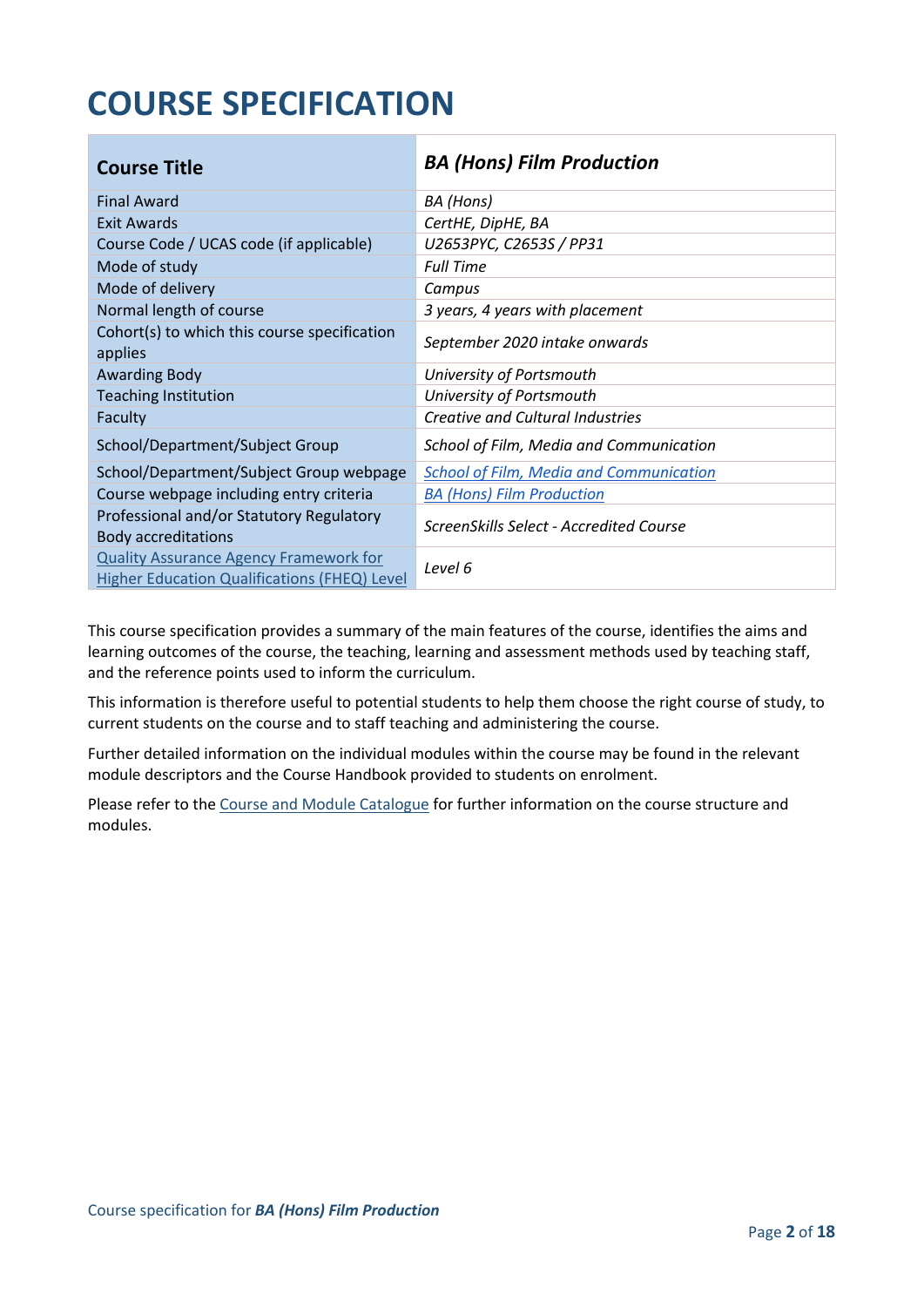# COURSE SPECIFICATION

| Course Title | *BA (Hons) Film Production* |
|---|---|
| Final Award | *BA (Hons)* |
| Exit Awards | *CertHE, DipHE, BA* |
| Course Code / UCAS code (if applicable) | *U2653PYC, C2653S / PP31* |
| Mode of study | *Full Time* |
| Mode of delivery | *Campus* |
| Normal length of course | *3 years, 4 years with placement* |
| Cohort(s) to which this course specification applies | *September 2020 intake onwards* |
| Awarding Body | *University of Portsmouth* |
| Teaching Institution | *University of Portsmouth* |
| Faculty | *Creative and Cultural Industries* |
| School/Department/Subject Group | *School of Film, Media and Communication* |
| School/Department/Subject Group webpage | *School of Film, Media and Communication* |
| Course webpage including entry criteria | *BA (Hons) Film Production* |
| Professional and/or Statutory Regulatory Body accreditations | *ScreenSkills Select - Accredited Course* |
| Quality Assurance Agency Framework for Higher Education Qualifications (FHEQ) Level | *Level 6* |

This course specification provides a summary of the main features of the course, identifies the aims and learning outcomes of the course, the teaching, learning and assessment methods used by teaching staff, and the reference points used to inform the curriculum.

This information is therefore useful to potential students to help them choose the right course of study, to current students on the course and to staff teaching and administering the course.

Further detailed information on the individual modules within the course may be found in the relevant module descriptors and the Course Handbook provided to students on enrolment.

Please refer to the Course and Module Catalogue for further information on the course structure and modules.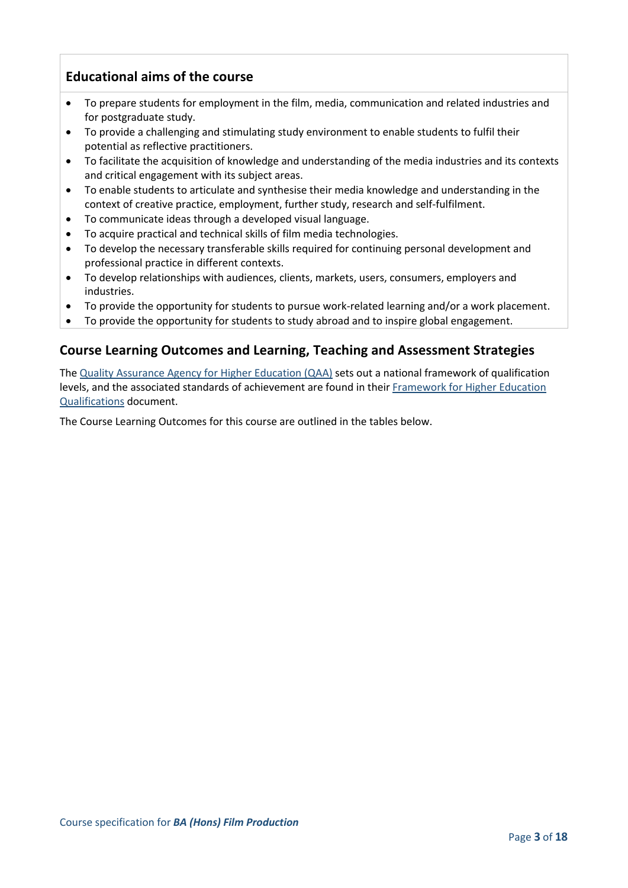## Educational aims of the course

- To prepare students for employment in the film, media, communication and related industries and for postgraduate study.
- To provide a challenging and stimulating study environment to enable students to fulfil their potential as reflective practitioners.
- To facilitate the acquisition of knowledge and understanding of the media industries and its contexts and critical engagement with its subject areas.
- To enable students to articulate and synthesise their media knowledge and understanding in the context of creative practice, employment, further study, research and self-fulfilment.
- To communicate ideas through a developed visual language.
- To acquire practical and technical skills of film media technologies.
- To develop the necessary transferable skills required for continuing personal development and professional practice in different contexts.
- To develop relationships with audiences, clients, markets, users, consumers, employers and industries.
- To provide the opportunity for students to pursue work-related learning and/or a work placement.
- To provide the opportunity for students to study abroad and to inspire global engagement.

## Course Learning Outcomes and Learning, Teaching and Assessment Strategies

The Quality Assurance Agency for Higher Education (QAA) sets out a national framework of qualification levels, and the associated standards of achievement are found in their Framework for Higher Education Qualifications document.

The Course Learning Outcomes for this course are outlined in the tables below.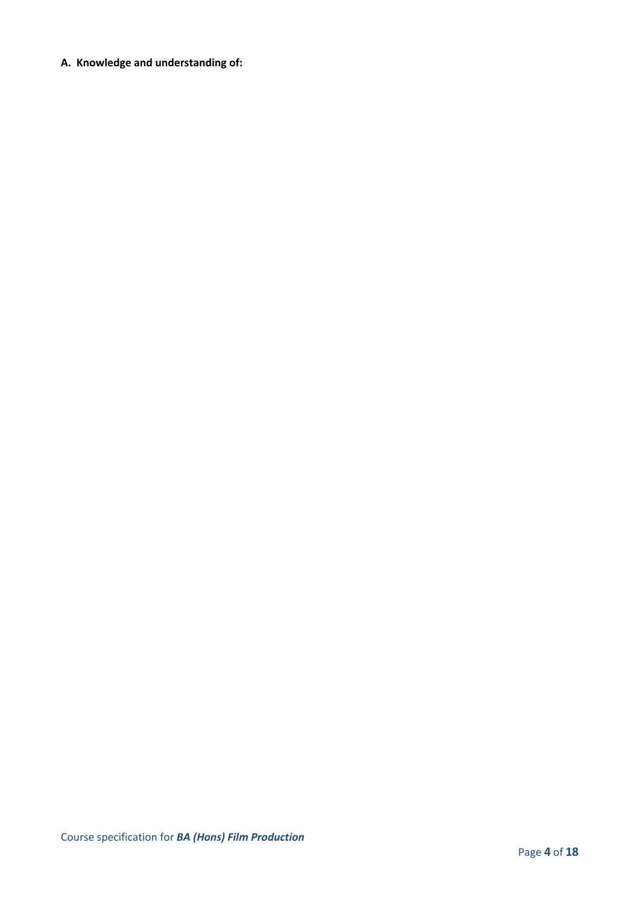**A. Knowledge and understanding of:**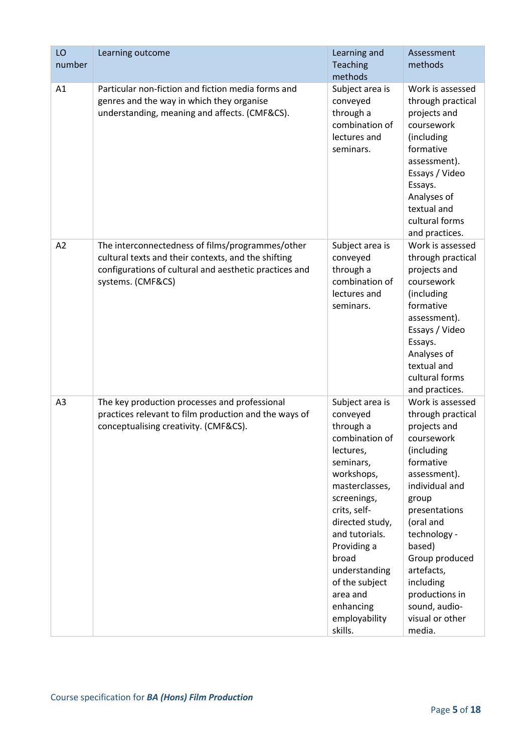| LO number | Learning outcome | Learning and Teaching methods | Assessment methods |
|---|---|---|---|
| A1 | Particular non-fiction and fiction media forms and genres and the way in which they organise understanding, meaning and affects. (CMF&CS). | Subject area is conveyed through a combination of lectures and seminars. | Work is assessed through practical projects and coursework (including formative assessment). Essays / Video Essays. Analyses of textual and cultural forms and practices. |
| A2 | The interconnectedness of films/programmes/other cultural texts and their contexts, and the shifting configurations of cultural and aesthetic practices and systems. (CMF&CS) | Subject area is conveyed through a combination of lectures and seminars. | Work is assessed through practical projects and coursework (including formative assessment). Essays / Video Essays. Analyses of textual and cultural forms and practices. |
| A3 | The key production processes and professional practices relevant to film production and the ways of conceptualising creativity. (CMF&CS). | Subject area is conveyed through a combination of lectures, seminars, workshops, masterclasses, screenings, crits, self-directed study, and tutorials. Providing a broad understanding of the subject area and enhancing employability skills. | Work is assessed through practical projects and coursework (including formative assessment). individual and group presentations (oral and technology - based) Group produced artefacts, including productions in sound, audio-visual or other media. |

Course specification for ***BA (Hons) Film Production***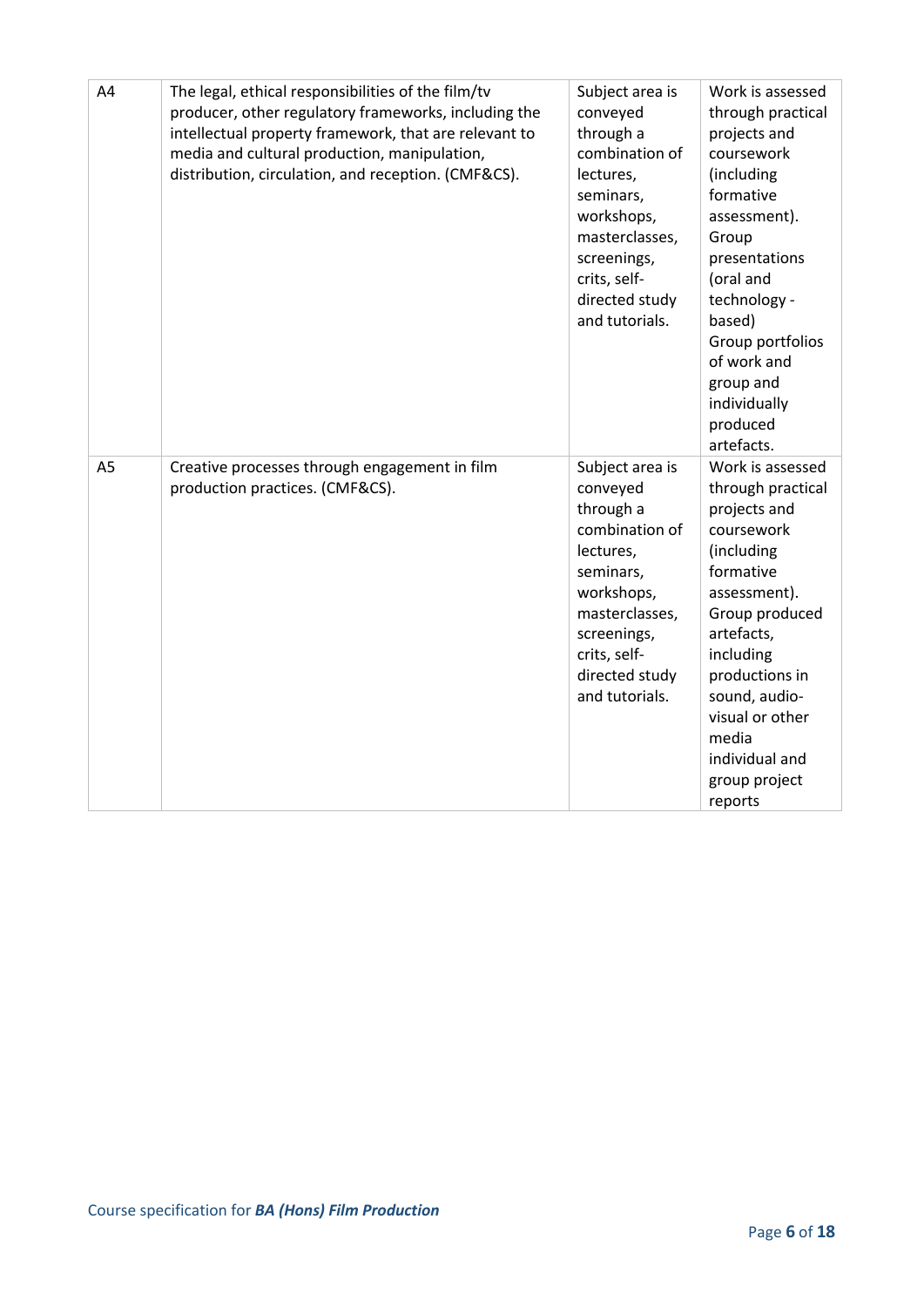| | | | |
|---|---|---|---|
| A4 | The legal, ethical responsibilities of the film/tv producer, other regulatory frameworks, including the intellectual property framework, that are relevant to media and cultural production, manipulation, distribution, circulation, and reception. (CMF&CS). | Subject area is conveyed through a combination of lectures, seminars, workshops, masterclasses, screenings, crits, self-directed study and tutorials. | Work is assessed through practical projects and coursework (including formative assessment). Group presentations (oral and technology - based) Group portfolios of work and group and individually produced artefacts. |
| A5 | Creative processes through engagement in film production practices. (CMF&CS). | Subject area is conveyed through a combination of lectures, seminars, workshops, masterclasses, screenings, crits, self-directed study and tutorials. | Work is assessed through practical projects and coursework (including formative assessment). Group produced artefacts, including productions in sound, audio-visual or other media individual and group project reports |

Course specification for ***BA (Hons) Film Production***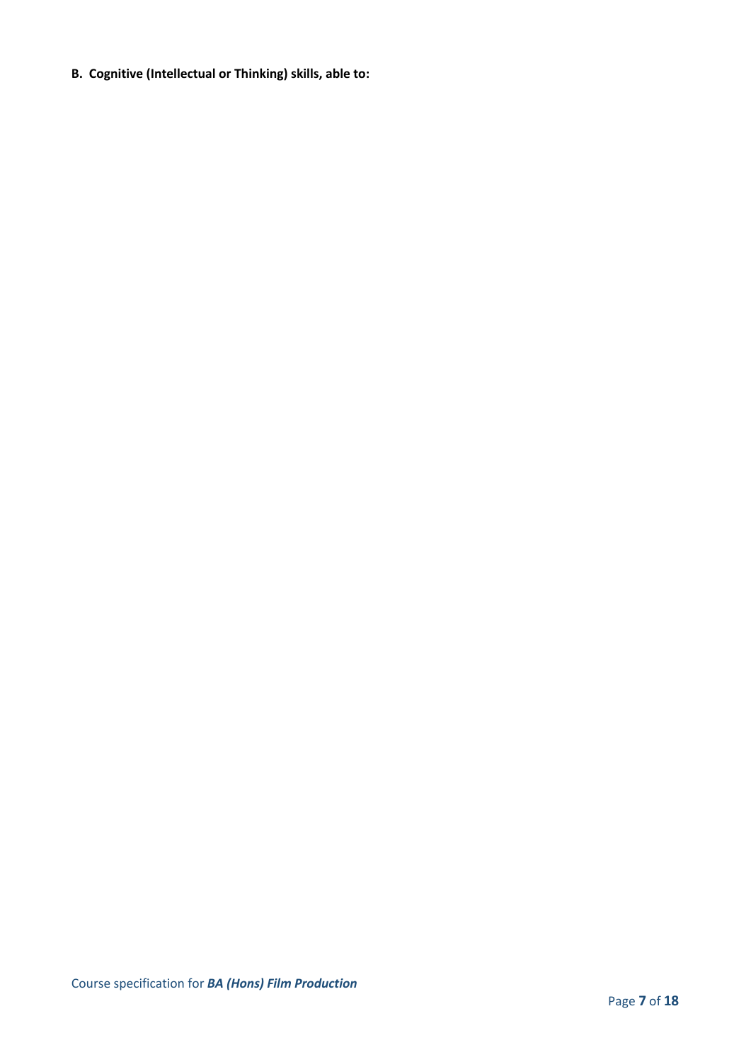**B. Cognitive (Intellectual or Thinking) skills, able to:**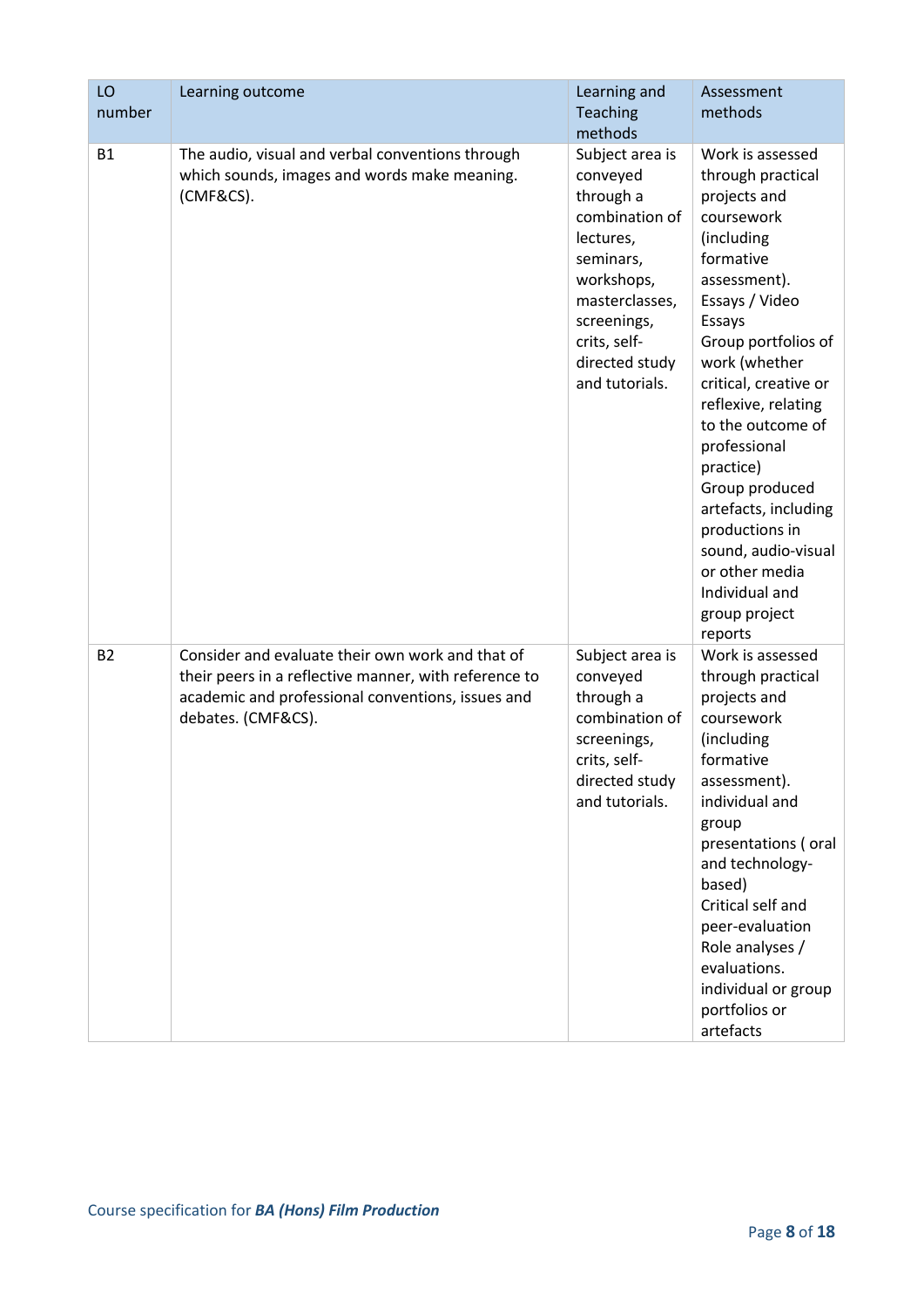| LO number | Learning outcome | Learning and Teaching methods | Assessment methods |
|---|---|---|---|
| B1 | The audio, visual and verbal conventions through which sounds, images and words make meaning. (CMF&CS). | Subject area is conveyed through a combination of lectures, seminars, workshops, masterclasses, screenings, crits, self-directed study and tutorials. | Work is assessed through practical projects and coursework (including formative assessment). Essays / Video Essays Group portfolios of work (whether critical, creative or reflexive, relating to the outcome of professional practice) Group produced artefacts, including productions in sound, audio-visual or other media Individual and group project reports |
| B2 | Consider and evaluate their own work and that of their peers in a reflective manner, with reference to academic and professional conventions, issues and debates. (CMF&CS). | Subject area is conveyed through a combination of screenings, crits, self-directed study and tutorials. | Work is assessed through practical projects and coursework (including formative assessment). individual and group presentations ( oral and technology-based) Critical self and peer-evaluation Role analyses / evaluations. individual or group portfolios or artefacts |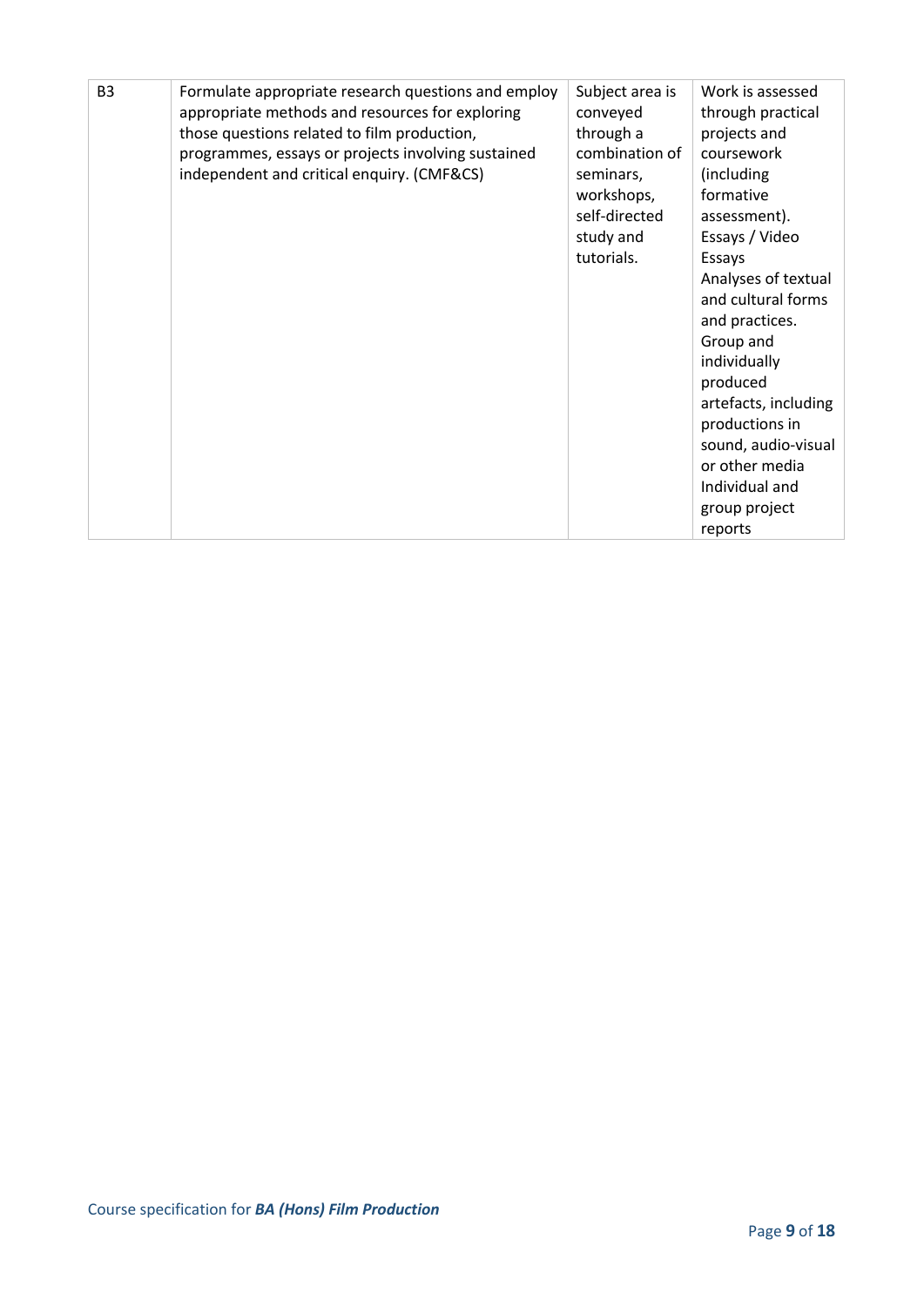| B3 | Formulate appropriate research questions and employ appropriate methods and resources for exploring those questions related to film production, programmes, essays or projects involving sustained independent and critical enquiry. (CMF&CS) | Subject area is conveyed through a combination of seminars, workshops, self-directed study and tutorials. | Work is assessed through practical projects and coursework (including formative assessment). Essays / Video Essays Analyses of textual and cultural forms and practices. Group and individually produced artefacts, including productions in sound, audio-visual or other media Individual and group project reports |
|---|---|---|---|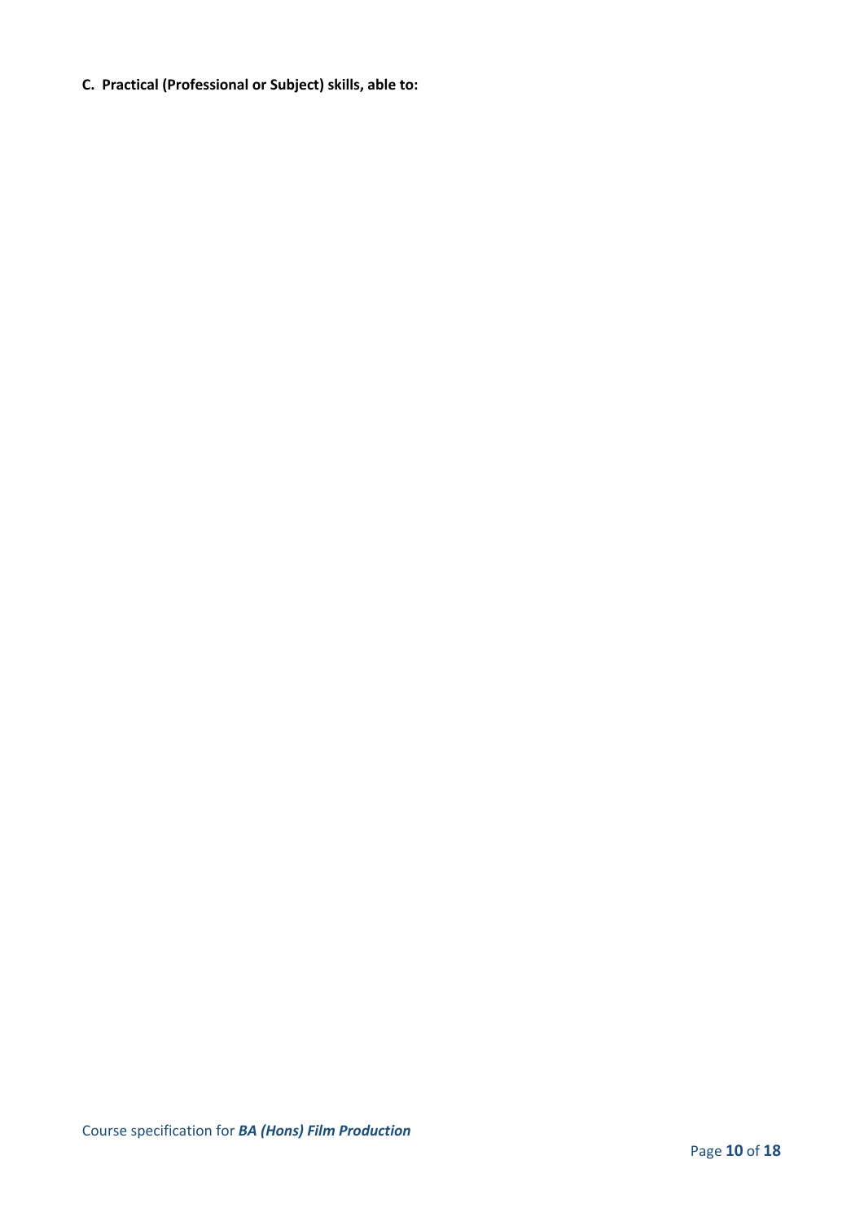**C. Practical (Professional or Subject) skills, able to:**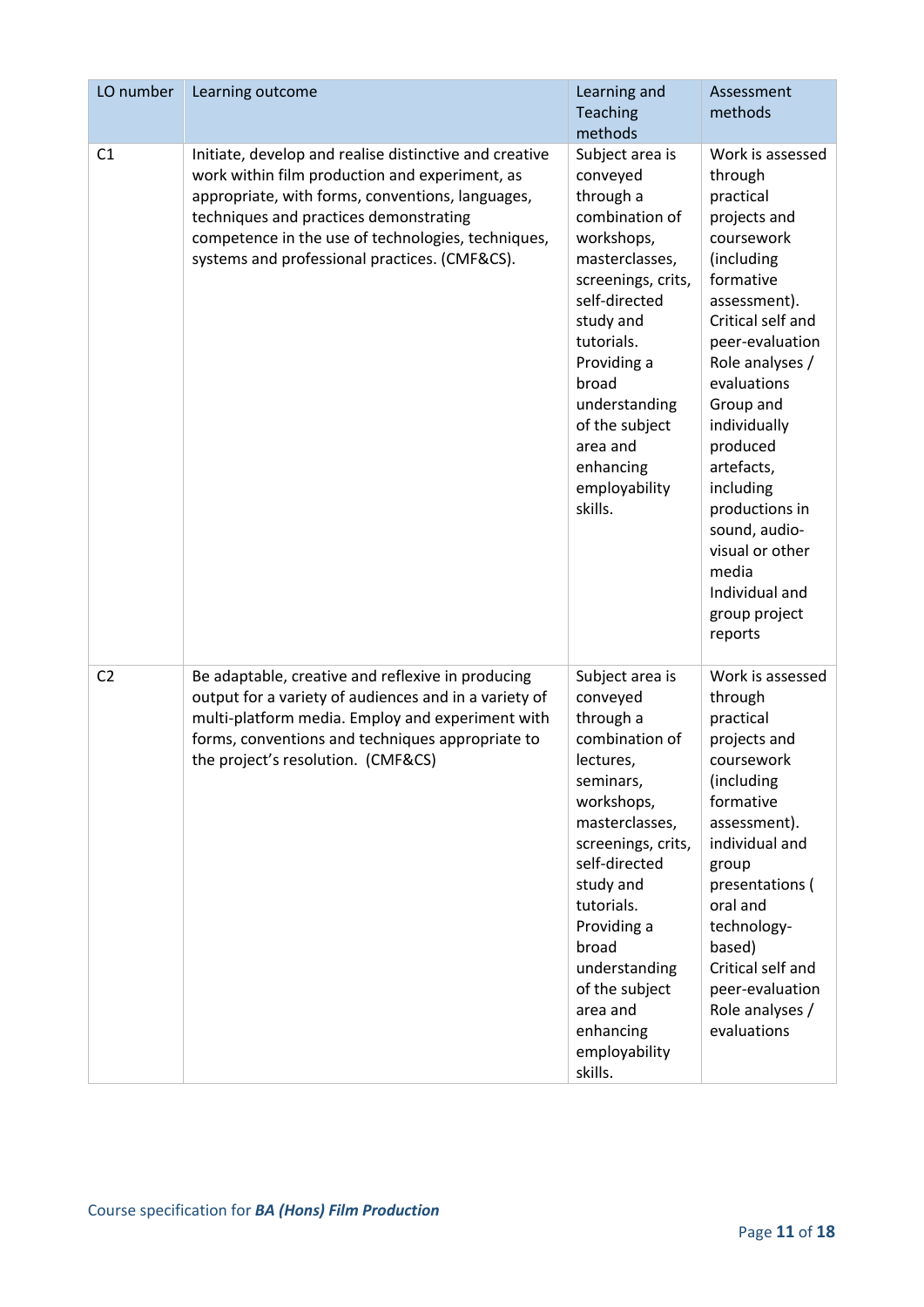| LO number | Learning outcome | Learning and Teaching methods | Assessment methods |
|---|---|---|---|
| C1 | Initiate, develop and realise distinctive and creative work within film production and experiment, as appropriate, with forms, conventions, languages, techniques and practices demonstrating competence in the use of technologies, techniques, systems and professional practices. (CMF&CS). | Subject area is conveyed through a combination of workshops, masterclasses, screenings, crits, self-directed study and tutorials. Providing a broad understanding of the subject area and enhancing employability skills. | Work is assessed through practical projects and coursework (including formative assessment). Critical self and peer-evaluation Role analyses / evaluations Group and individually produced artefacts, including productions in sound, audio-visual or other media Individual and group project reports |
| C2 | Be adaptable, creative and reflexive in producing output for a variety of audiences and in a variety of multi-platform media. Employ and experiment with forms, conventions and techniques appropriate to the project's resolution. (CMF&CS) | Subject area is conveyed through a combination of lectures, seminars, workshops, masterclasses, screenings, crits, self-directed study and tutorials. Providing a broad understanding of the subject area and enhancing employability skills. | Work is assessed through practical projects and coursework (including formative assessment). individual and group presentations ( oral and technology-based) Critical self and peer-evaluation Role analyses / evaluations |

Course specification for ***BA (Hons) Film Production***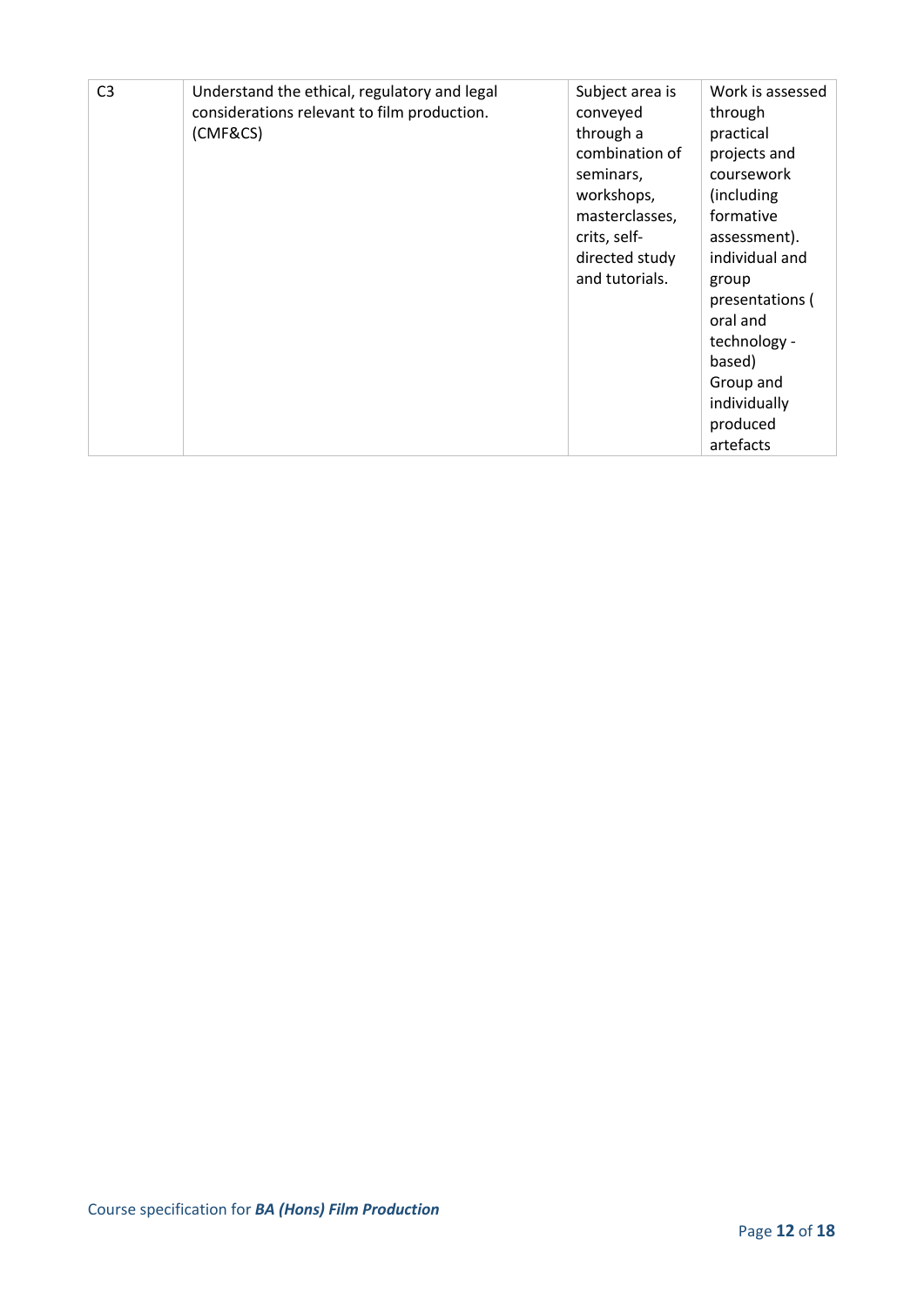| | | | |
|---|---|---|---|
| C3 | Understand the ethical, regulatory and legal considerations relevant to film production. (CMF&CS) | Subject area is conveyed through a combination of seminars, workshops, masterclasses, crits, self-directed study and tutorials. | Work is assessed through practical projects and coursework (including formative assessment). individual and group presentations ( oral and technology - based) Group and individually produced artefacts |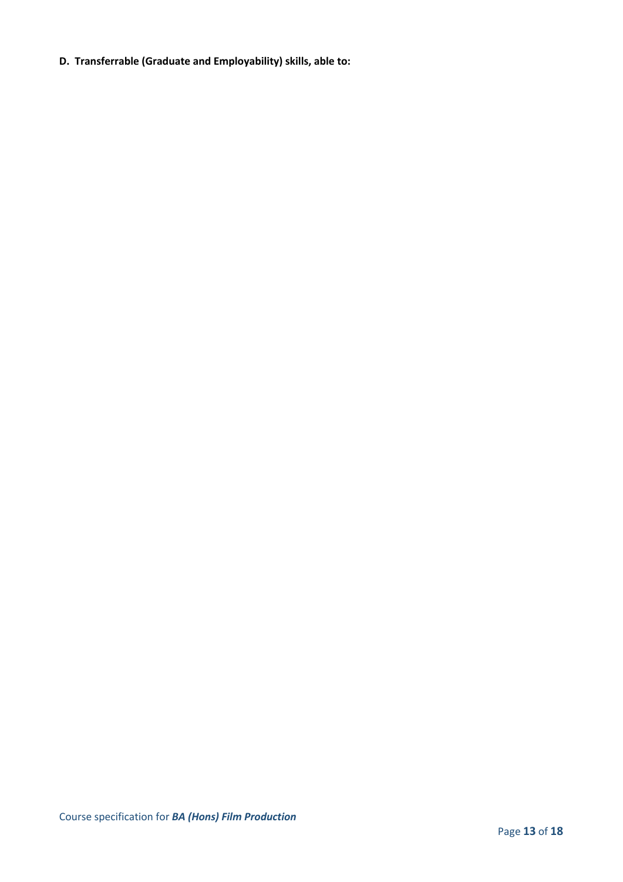**D. Transferrable (Graduate and Employability) skills, able to:**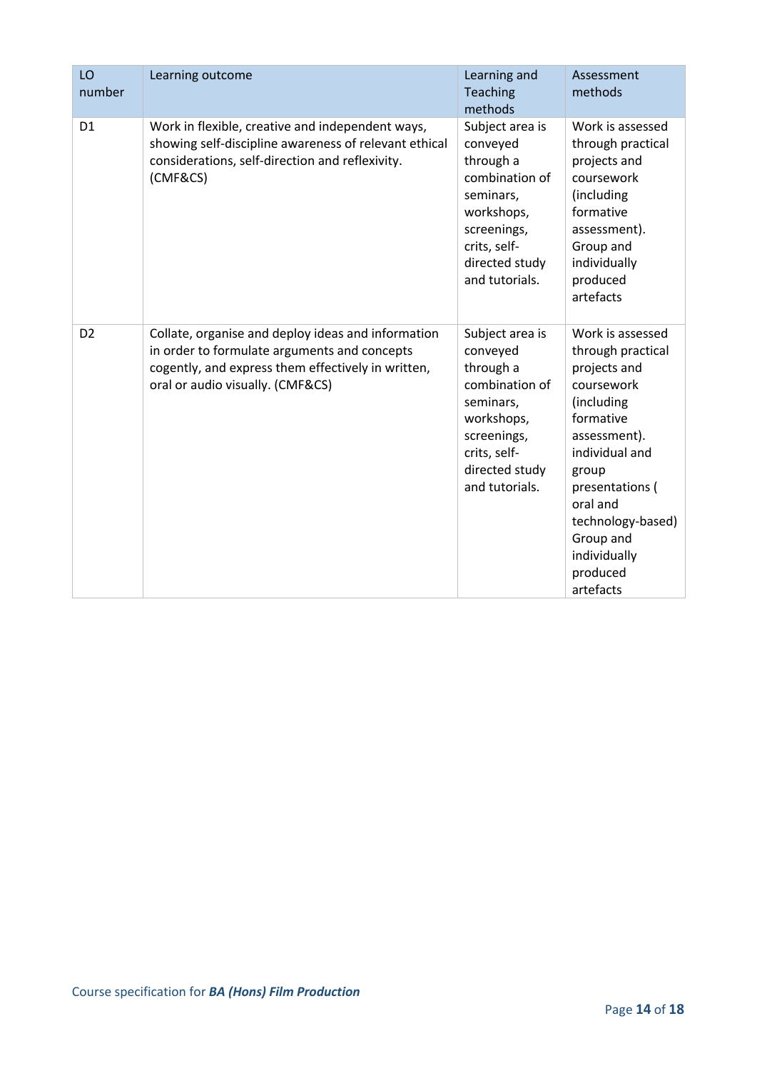| LO number | Learning outcome | Learning and Teaching methods | Assessment methods |
|---|---|---|---|
| D1 | Work in flexible, creative and independent ways, showing self-discipline awareness of relevant ethical considerations, self-direction and reflexivity. (CMF&CS) | Subject area is conveyed through a combination of seminars, workshops, screenings, crits, self-directed study and tutorials. | Work is assessed through practical projects and coursework (including formative assessment). Group and individually produced artefacts |
| D2 | Collate, organise and deploy ideas and information in order to formulate arguments and concepts cogently, and express them effectively in written, oral or audio visually. (CMF&CS) | Subject area is conveyed through a combination of seminars, workshops, screenings, crits, self-directed study and tutorials. | Work is assessed through practical projects and coursework (including formative assessment). individual and group presentations ( oral and technology-based) Group and individually produced artefacts |

Course specification for ***BA (Hons) Film Production***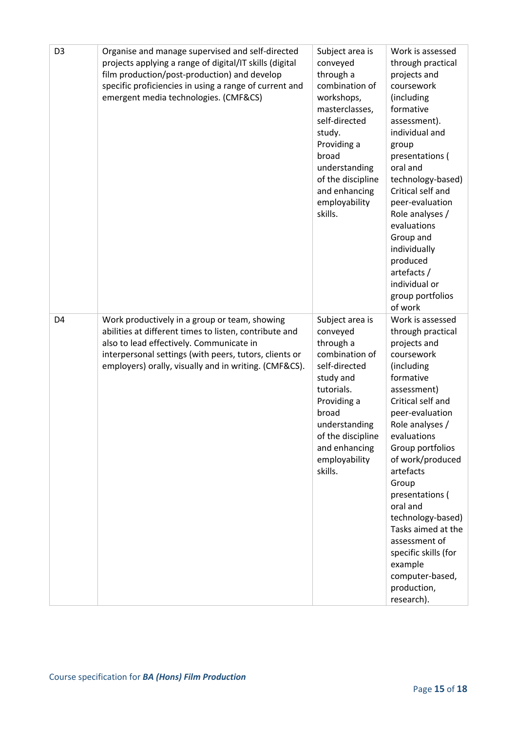| | | | |
|---|---|---|---|
| D3 | Organise and manage supervised and self-directed projects applying a range of digital/IT skills (digital film production/post-production) and develop specific proficiencies in using a range of current and emergent media technologies. (CMF&CS) | Subject area is conveyed through a combination of workshops, masterclasses, self-directed study. Providing a broad understanding of the discipline and enhancing employability skills. | Work is assessed through practical projects and coursework (including formative assessment). individual and group presentations ( oral and technology-based) Critical self and peer-evaluation Role analyses / evaluations Group and individually produced artefacts / individual or group portfolios of work |
| D4 | Work productively in a group or team, showing abilities at different times to listen, contribute and also to lead effectively. Communicate in interpersonal settings (with peers, tutors, clients or employers) orally, visually and in writing. (CMF&CS). | Subject area is conveyed through a combination of self-directed study and tutorials. Providing a broad understanding of the discipline and enhancing employability skills. | Work is assessed through practical projects and coursework (including formative assessment) Critical self and peer-evaluation Role analyses / evaluations Group portfolios of work/produced artefacts Group presentations ( oral and technology-based) Tasks aimed at the assessment of specific skills (for example computer-based, production, research). |

Course specification for ***BA (Hons) Film Production***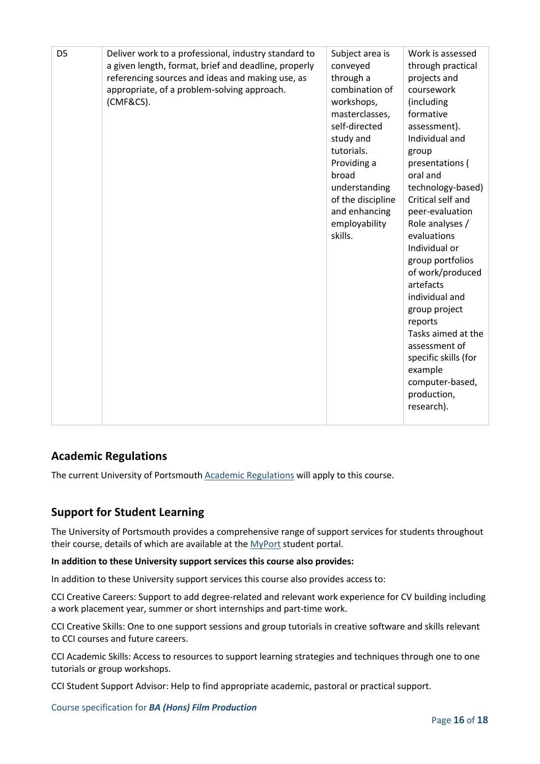| | | | |
|---|---|---|---|
| D5 | Deliver work to a professional, industry standard to a given length, format, brief and deadline, properly referencing sources and ideas and making use, as appropriate, of a problem-solving approach. (CMF&CS). | Subject area is conveyed through a combination of workshops, masterclasses, self-directed study and tutorials. Providing a broad understanding of the discipline and enhancing employability skills. | Work is assessed through practical projects and coursework (including formative assessment). Individual and group presentations ( oral and technology-based) Critical self and peer-evaluation Role analyses / evaluations Individual or group portfolios of work/produced artefacts individual and group project reports Tasks aimed at the assessment of specific skills (for example computer-based, production, research). |

## Academic Regulations

The current University of Portsmouth Academic Regulations will apply to this course.

## Support for Student Learning

The University of Portsmouth provides a comprehensive range of support services for students throughout their course, details of which are available at the MyPort student portal.

**In addition to these University support services this course also provides:**

In addition to these University support services this course also provides access to:

CCI Creative Careers: Support to add degree-related and relevant work experience for CV building including a work placement year, summer or short internships and part-time work.

CCI Creative Skills: One to one support sessions and group tutorials in creative software and skills relevant to CCI courses and future careers.

CCI Academic Skills: Access to resources to support learning strategies and techniques through one to one tutorials or group workshops.

CCI Student Support Advisor: Help to find appropriate academic, pastoral or practical support.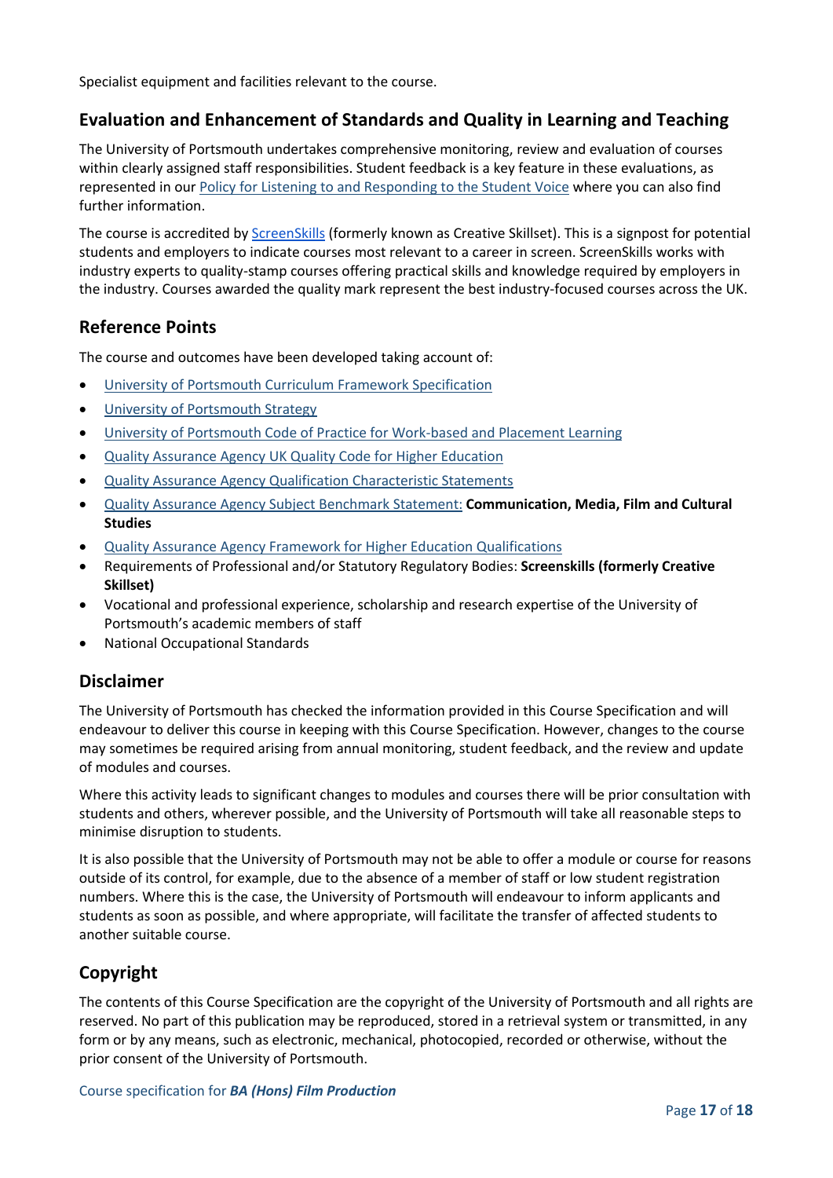Specialist equipment and facilities relevant to the course.

## Evaluation and Enhancement of Standards and Quality in Learning and Teaching

The University of Portsmouth undertakes comprehensive monitoring, review and evaluation of courses within clearly assigned staff responsibilities. Student feedback is a key feature in these evaluations, as represented in our Policy for Listening to and Responding to the Student Voice where you can also find further information.

The course is accredited by ScreenSkills (formerly known as Creative Skillset). This is a signpost for potential students and employers to indicate courses most relevant to a career in screen. ScreenSkills works with industry experts to quality-stamp courses offering practical skills and knowledge required by employers in the industry. Courses awarded the quality mark represent the best industry-focused courses across the UK.

## Reference Points

The course and outcomes have been developed taking account of:

- University of Portsmouth Curriculum Framework Specification
- University of Portsmouth Strategy
- University of Portsmouth Code of Practice for Work-based and Placement Learning
- Quality Assurance Agency UK Quality Code for Higher Education
- Quality Assurance Agency Qualification Characteristic Statements
- Quality Assurance Agency Subject Benchmark Statement: **Communication, Media, Film and Cultural Studies**
- Quality Assurance Agency Framework for Higher Education Qualifications
- Requirements of Professional and/or Statutory Regulatory Bodies: **Screenskills (formerly Creative Skillset)**
- Vocational and professional experience, scholarship and research expertise of the University of Portsmouth's academic members of staff
- National Occupational Standards

## Disclaimer

The University of Portsmouth has checked the information provided in this Course Specification and will endeavour to deliver this course in keeping with this Course Specification. However, changes to the course may sometimes be required arising from annual monitoring, student feedback, and the review and update of modules and courses.

Where this activity leads to significant changes to modules and courses there will be prior consultation with students and others, wherever possible, and the University of Portsmouth will take all reasonable steps to minimise disruption to students.

It is also possible that the University of Portsmouth may not be able to offer a module or course for reasons outside of its control, for example, due to the absence of a member of staff or low student registration numbers. Where this is the case, the University of Portsmouth will endeavour to inform applicants and students as soon as possible, and where appropriate, will facilitate the transfer of affected students to another suitable course.

## Copyright

The contents of this Course Specification are the copyright of the University of Portsmouth and all rights are reserved. No part of this publication may be reproduced, stored in a retrieval system or transmitted, in any form or by any means, such as electronic, mechanical, photocopied, recorded or otherwise, without the prior consent of the University of Portsmouth.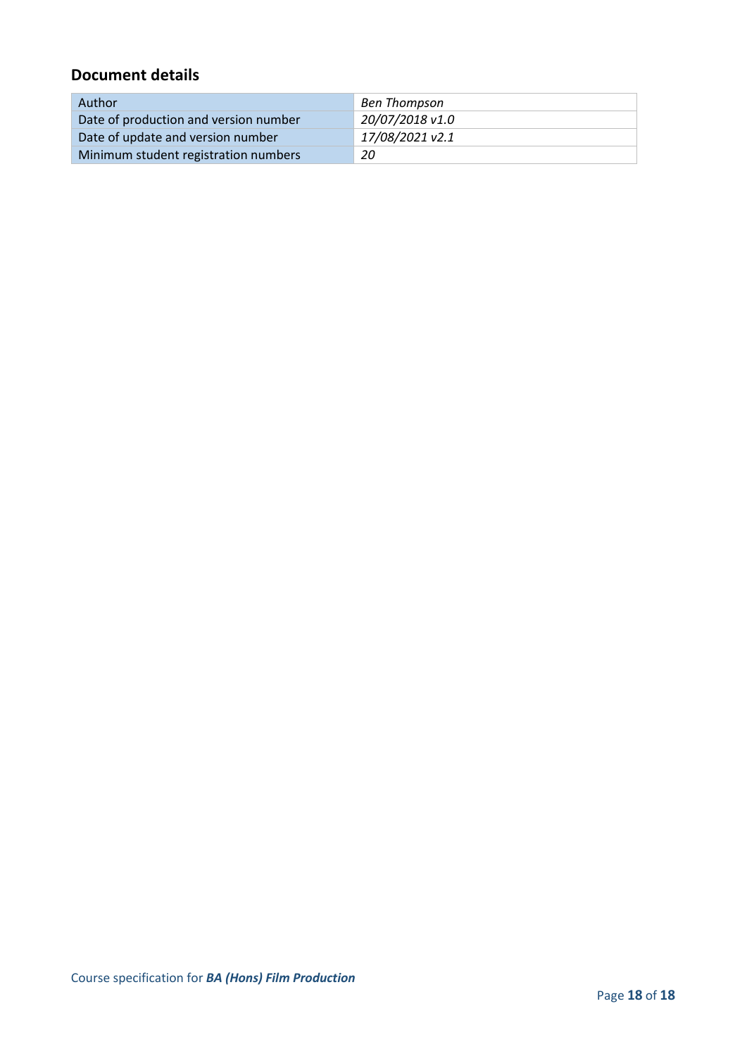## Document details

| | |
|---|---|
| Author | *Ben Thompson* |
| Date of production and version number | *20/07/2018 v1.0* |
| Date of update and version number | *17/08/2021 v2.1* |
| Minimum student registration numbers | *20* |